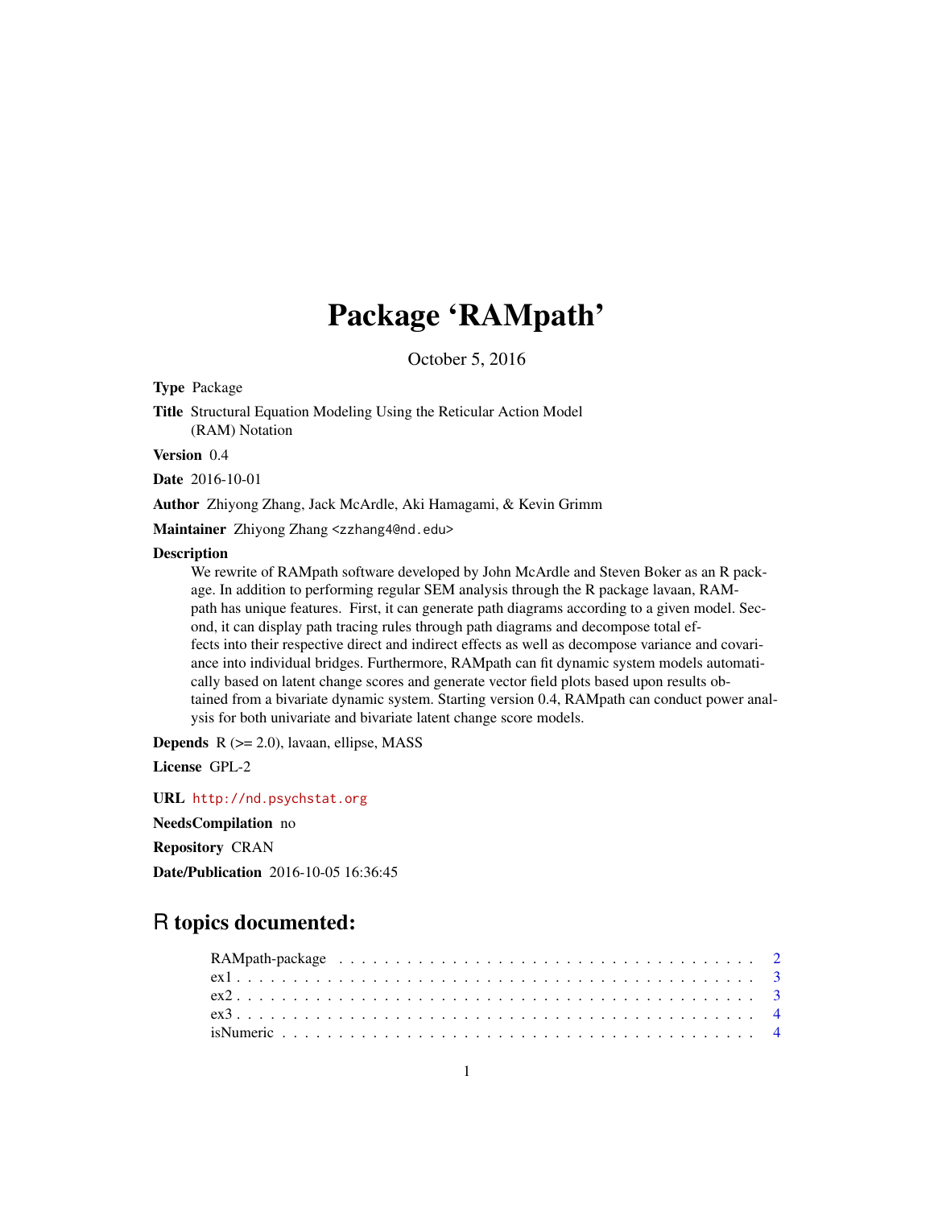# Package 'RAMpath'

October 5, 2016

**Type** Package

**Title** Structural Equation Modeling Using the Reticular Action Model (RAM) Notation

**Version** 0.4

**Date** 2016-10-01

**Author** Zhiyong Zhang, Jack McArdle, Aki Hamagami, & Kevin Grimm

**Maintainer** Zhiyong Zhang <zzhang4@nd.edu>

**Description** We rewrite of RAMpath software developed by John McArdle and Steven Boker as an R package. In addition to performing regular SEM analysis through the R package lavaan, RAMpath has unique features. First, it can generate path diagrams according to a given model. Second, it can display path tracing rules through path diagrams and decompose total effects into their respective direct and indirect effects as well as decompose variance and covariance into individual bridges. Furthermore, RAMpath can fit dynamic system models automatically based on latent change scores and generate vector field plots based upon results obtained from a bivariate dynamic system. Starting version 0.4, RAMpath can conduct power analysis for both univariate and bivariate latent change score models.

**Depends** R (>= 2.0), lavaan, ellipse, MASS

**License** GPL-2

**URL** http://nd.psychstat.org

**NeedsCompilation** no

**Repository** CRAN

**Date/Publication** 2016-10-05 16:36:45

## R topics documented:

| | |
|---|---|
| RAMpath-package | 2 |
| ex1 | 3 |
| ex2 | 3 |
| ex3 | 4 |
| isNumeric | 4 |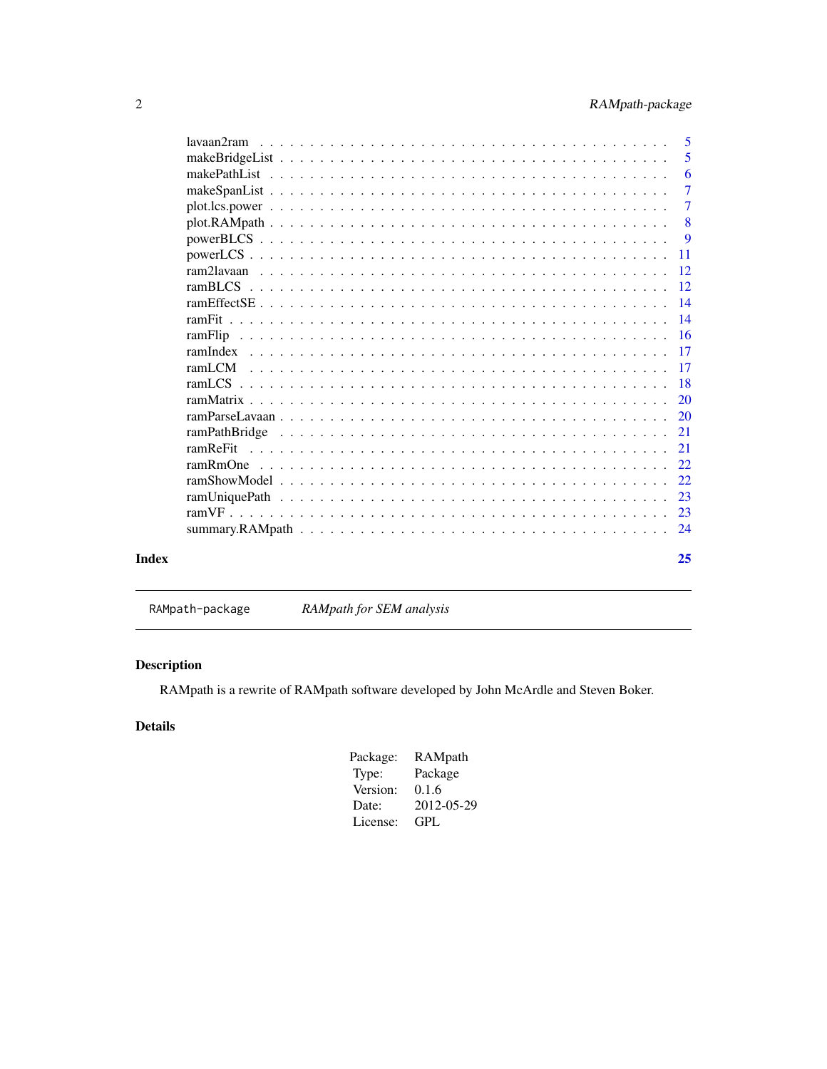lavaan2ram . . . . . . . . . . . . . . . . . . . . . . . . . . . . . . . . . . . . . . 5
makeBridgeList . . . . . . . . . . . . . . . . . . . . . . . . . . . . . . . . . . . . 5
makePathList . . . . . . . . . . . . . . . . . . . . . . . . . . . . . . . . . . . . . 6
makeSpanList . . . . . . . . . . . . . . . . . . . . . . . . . . . . . . . . . . . . . 7
plot.lcs.power . . . . . . . . . . . . . . . . . . . . . . . . . . . . . . . . . . . . . 7
plot.RAMpath . . . . . . . . . . . . . . . . . . . . . . . . . . . . . . . . . . . . . 8
powerBLCS . . . . . . . . . . . . . . . . . . . . . . . . . . . . . . . . . . . . . . 9
powerLCS . . . . . . . . . . . . . . . . . . . . . . . . . . . . . . . . . . . . . . 11
ram2lavaan . . . . . . . . . . . . . . . . . . . . . . . . . . . . . . . . . . . . . 12
ramBLCS . . . . . . . . . . . . . . . . . . . . . . . . . . . . . . . . . . . . . . 12
ramEffectSE . . . . . . . . . . . . . . . . . . . . . . . . . . . . . . . . . . . . . 14
ramFit . . . . . . . . . . . . . . . . . . . . . . . . . . . . . . . . . . . . . . . 14
ramFlip . . . . . . . . . . . . . . . . . . . . . . . . . . . . . . . . . . . . . . . 16
ramIndex . . . . . . . . . . . . . . . . . . . . . . . . . . . . . . . . . . . . . . 17
ramLCM . . . . . . . . . . . . . . . . . . . . . . . . . . . . . . . . . . . . . . 17
ramLCS . . . . . . . . . . . . . . . . . . . . . . . . . . . . . . . . . . . . . . . 18
ramMatrix . . . . . . . . . . . . . . . . . . . . . . . . . . . . . . . . . . . . . . 20
ramParseLavaan . . . . . . . . . . . . . . . . . . . . . . . . . . . . . . . . . . . 20
ramPathBridge . . . . . . . . . . . . . . . . . . . . . . . . . . . . . . . . . . . . 21
ramReFit . . . . . . . . . . . . . . . . . . . . . . . . . . . . . . . . . . . . . . . 21
ramRmOne . . . . . . . . . . . . . . . . . . . . . . . . . . . . . . . . . . . . . . 22
ramShowModel . . . . . . . . . . . . . . . . . . . . . . . . . . . . . . . . . . . . 22
ramUniquePath . . . . . . . . . . . . . . . . . . . . . . . . . . . . . . . . . . . . 23
ramVF . . . . . . . . . . . . . . . . . . . . . . . . . . . . . . . . . . . . . . . . 23
summary.RAMpath . . . . . . . . . . . . . . . . . . . . . . . . . . . . . . . . . . 24

**Index** 25

---

`RAMpath-package` *RAMpath for SEM analysis*

---

## Description

RAMpath is a rewrite of RAMpath software developed by John McArdle and Steven Boker.

## Details

| | |
|---|---|
| Package: | RAMpath |
| Type: | Package |
| Version: | 0.1.6 |
| Date: | 2012-05-29 |
| License: | GPL |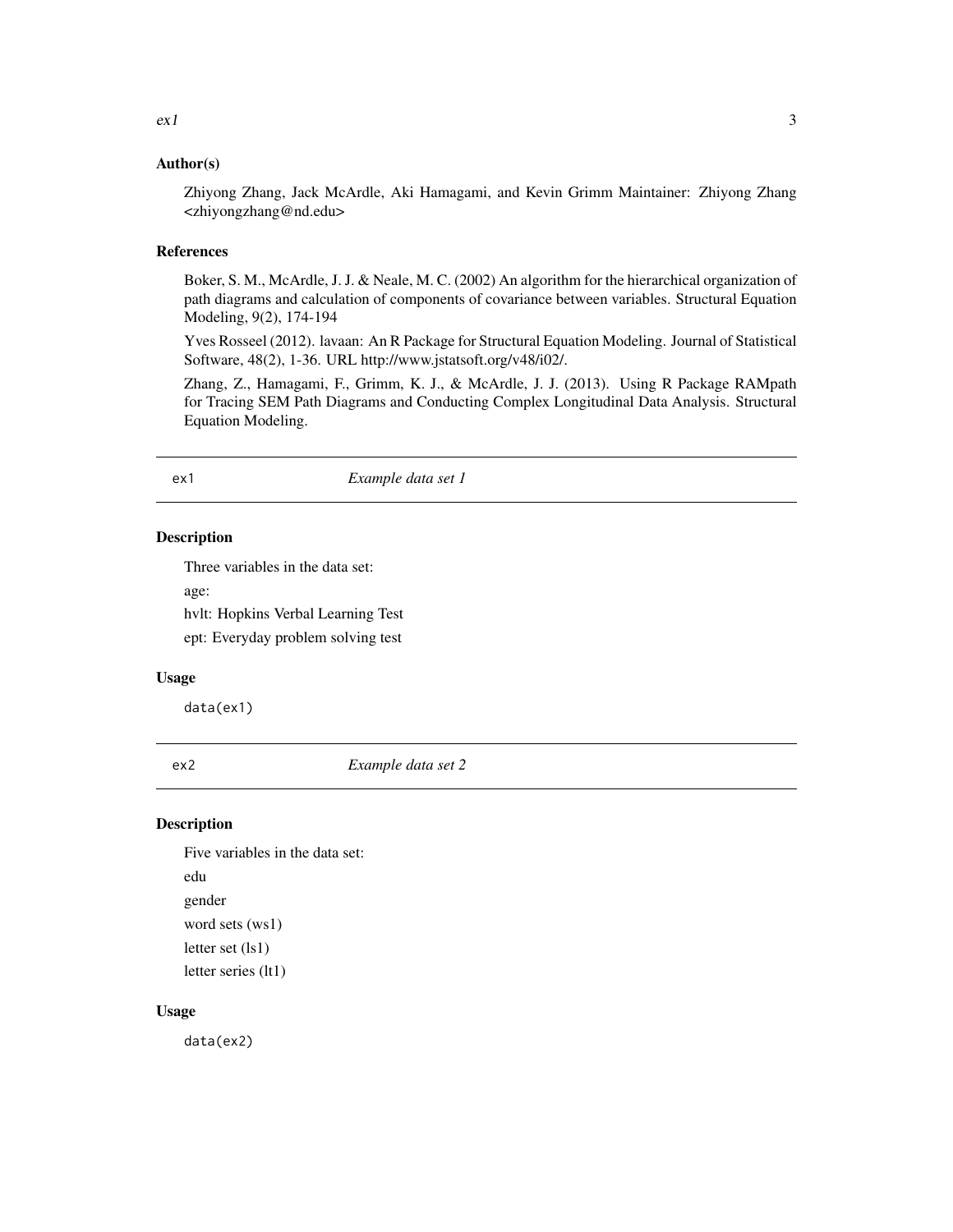### Author(s)

Zhiyong Zhang, Jack McArdle, Aki Hamagami, and Kevin Grimm Maintainer: Zhiyong Zhang <zhiyongzhang@nd.edu>

### References

Boker, S. M., McArdle, J. J. & Neale, M. C. (2002) An algorithm for the hierarchical organization of path diagrams and calculation of components of covariance between variables. Structural Equation Modeling, 9(2), 174-194

Yves Rosseel (2012). lavaan: An R Package for Structural Equation Modeling. Journal of Statistical Software, 48(2), 1-36. URL http://www.jstatsoft.org/v48/i02/.

Zhang, Z., Hamagami, F., Grimm, K. J., & McArdle, J. J. (2013). Using R Package RAMpath for Tracing SEM Path Diagrams and Conducting Complex Longitudinal Data Analysis. Structural Equation Modeling.

---

## ex1 *Example data set 1*

### Description

Three variables in the data set:

age:

hvlt: Hopkins Verbal Learning Test

ept: Everyday problem solving test

### Usage

```
data(ex1)
```

---

## ex2 *Example data set 2*

### Description

Five variables in the data set:

edu

gender

word sets (ws1)

letter set (ls1)

letter series (lt1)

### Usage

```
data(ex2)
```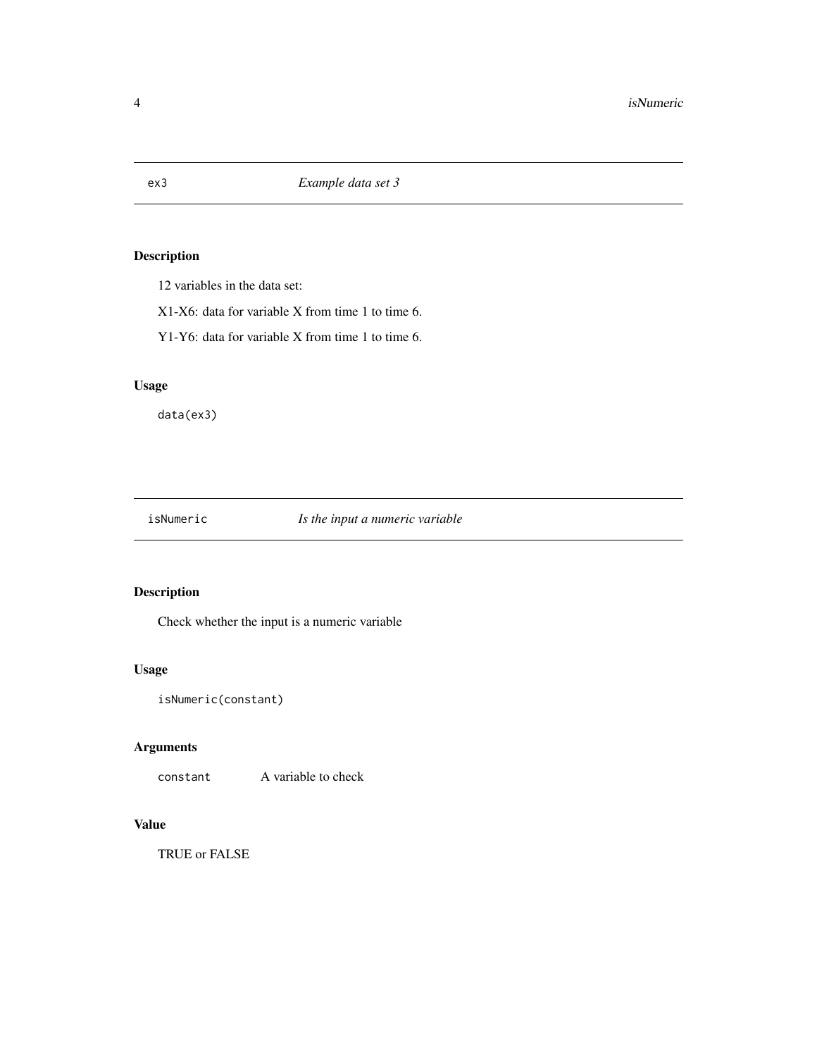## ex3 *Example data set 3*

### Description

12 variables in the data set:

X1-X6: data for variable X from time 1 to time 6.

Y1-Y6: data for variable X from time 1 to time 6.

### Usage

```
data(ex3)
```

## isNumeric *Is the input a numeric variable*

### Description

Check whether the input is a numeric variable

### Usage

```
isNumeric(constant)
```

### Arguments

`constant` A variable to check

### Value

TRUE or FALSE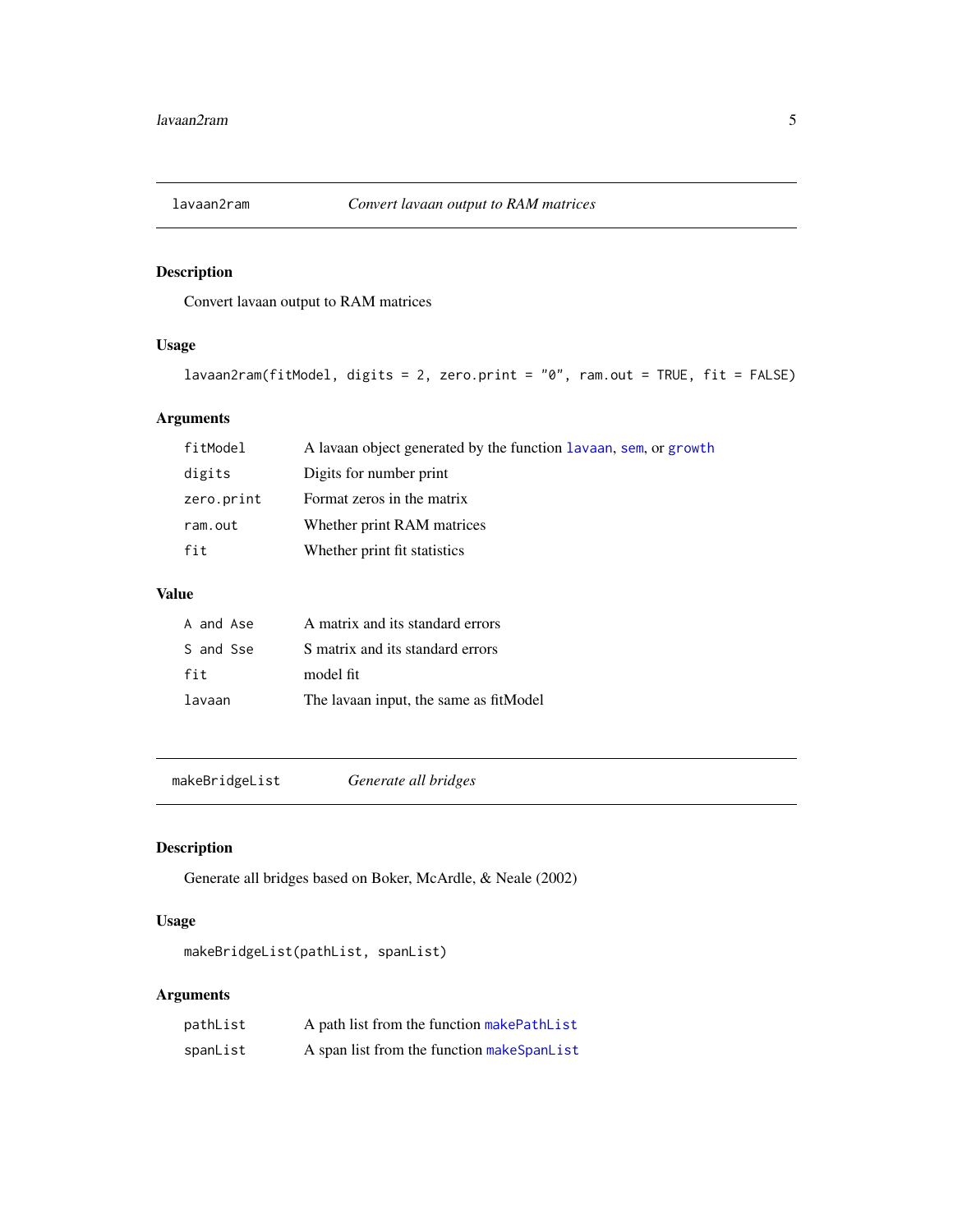## lavaan2ram — *Convert lavaan output to RAM matrices*

### Description

Convert lavaan output to RAM matrices

### Usage

```
lavaan2ram(fitModel, digits = 2, zero.print = "0", ram.out = TRUE, fit = FALSE)
```

### Arguments

| Argument | Description |
|---|---|
| `fitModel` | A lavaan object generated by the function lavaan, sem, or growth |
| `digits` | Digits for number print |
| `zero.print` | Format zeros in the matrix |
| `ram.out` | Whether print RAM matrices |
| `fit` | Whether print fit statistics |

### Value

| Value | Description |
|---|---|
| `A and Ase` | A matrix and its standard errors |
| `S and Sse` | S matrix and its standard errors |
| `fit` | model fit |
| `lavaan` | The lavaan input, the same as fitModel |

## makeBridgeList — *Generate all bridges*

### Description

Generate all bridges based on Boker, McArdle, & Neale (2002)

### Usage

```
makeBridgeList(pathList, spanList)
```

### Arguments

| Argument | Description |
|---|---|
| `pathList` | A path list from the function makePathList |
| `spanList` | A span list from the function makeSpanList |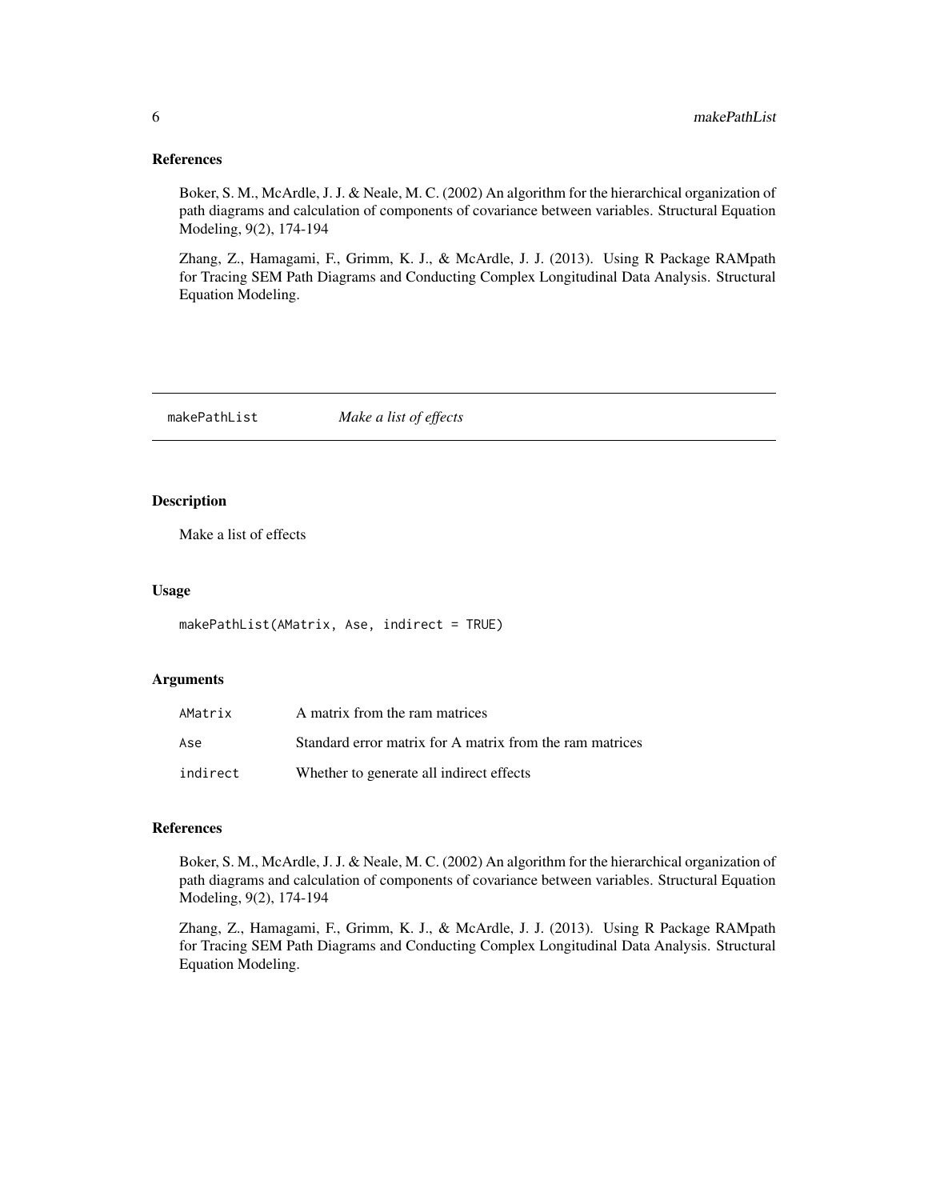## References

Boker, S. M., McArdle, J. J. & Neale, M. C. (2002) An algorithm for the hierarchical organization of path diagrams and calculation of components of covariance between variables. Structural Equation Modeling, 9(2), 174-194

Zhang, Z., Hamagami, F., Grimm, K. J., & McArdle, J. J. (2013). Using R Package RAMpath for Tracing SEM Path Diagrams and Conducting Complex Longitudinal Data Analysis. Structural Equation Modeling.

---

# makePathList *Make a list of effects*

---

## Description

Make a list of effects

## Usage

```
makePathList(AMatrix, Ase, indirect = TRUE)
```

## Arguments

| | |
|---|---|
| AMatrix | A matrix from the ram matrices |
| Ase | Standard error matrix for A matrix from the ram matrices |
| indirect | Whether to generate all indirect effects |

## References

Boker, S. M., McArdle, J. J. & Neale, M. C. (2002) An algorithm for the hierarchical organization of path diagrams and calculation of components of covariance between variables. Structural Equation Modeling, 9(2), 174-194

Zhang, Z., Hamagami, F., Grimm, K. J., & McArdle, J. J. (2013). Using R Package RAMpath for Tracing SEM Path Diagrams and Conducting Complex Longitudinal Data Analysis. Structural Equation Modeling.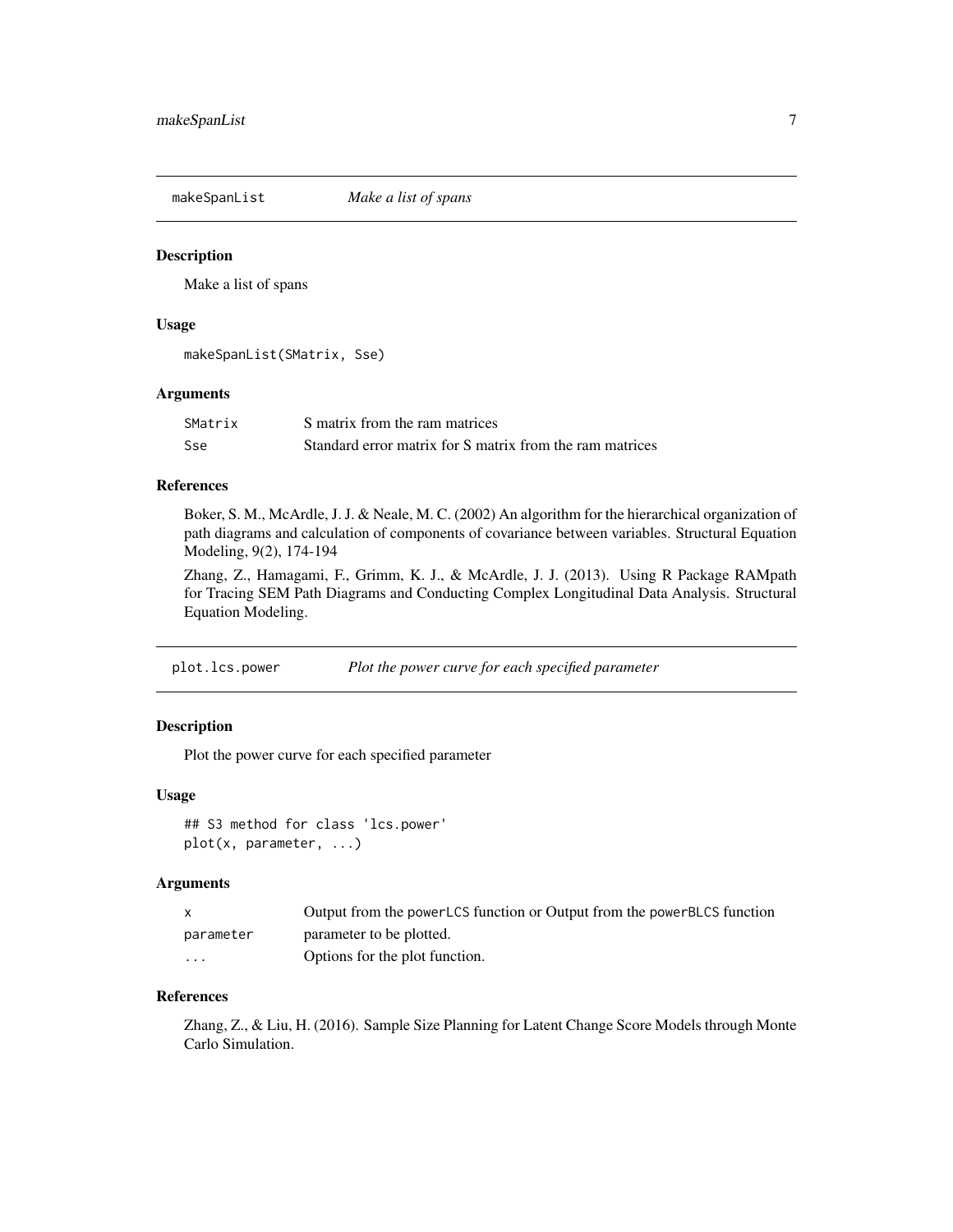## makeSpanList *Make a list of spans*

### Description

Make a list of spans

### Usage

```
makeSpanList(SMatrix, Sse)
```

### Arguments

| | |
|---|---|
| SMatrix | S matrix from the ram matrices |
| Sse | Standard error matrix for S matrix from the ram matrices |

### References

Boker, S. M., McArdle, J. J. & Neale, M. C. (2002) An algorithm for the hierarchical organization of path diagrams and calculation of components of covariance between variables. Structural Equation Modeling, 9(2), 174-194

Zhang, Z., Hamagami, F., Grimm, K. J., & McArdle, J. J. (2013). Using R Package RAMpath for Tracing SEM Path Diagrams and Conducting Complex Longitudinal Data Analysis. Structural Equation Modeling.

## plot.lcs.power *Plot the power curve for each specified parameter*

### Description

Plot the power curve for each specified parameter

### Usage

```
## S3 method for class 'lcs.power'
plot(x, parameter, ...)
```

### Arguments

| | |
|---|---|
| x | Output from the powerLCS function or Output from the powerBLCS function |
| parameter | parameter to be plotted. |
| ... | Options for the plot function. |

### References

Zhang, Z., & Liu, H. (2016). Sample Size Planning for Latent Change Score Models through Monte Carlo Simulation.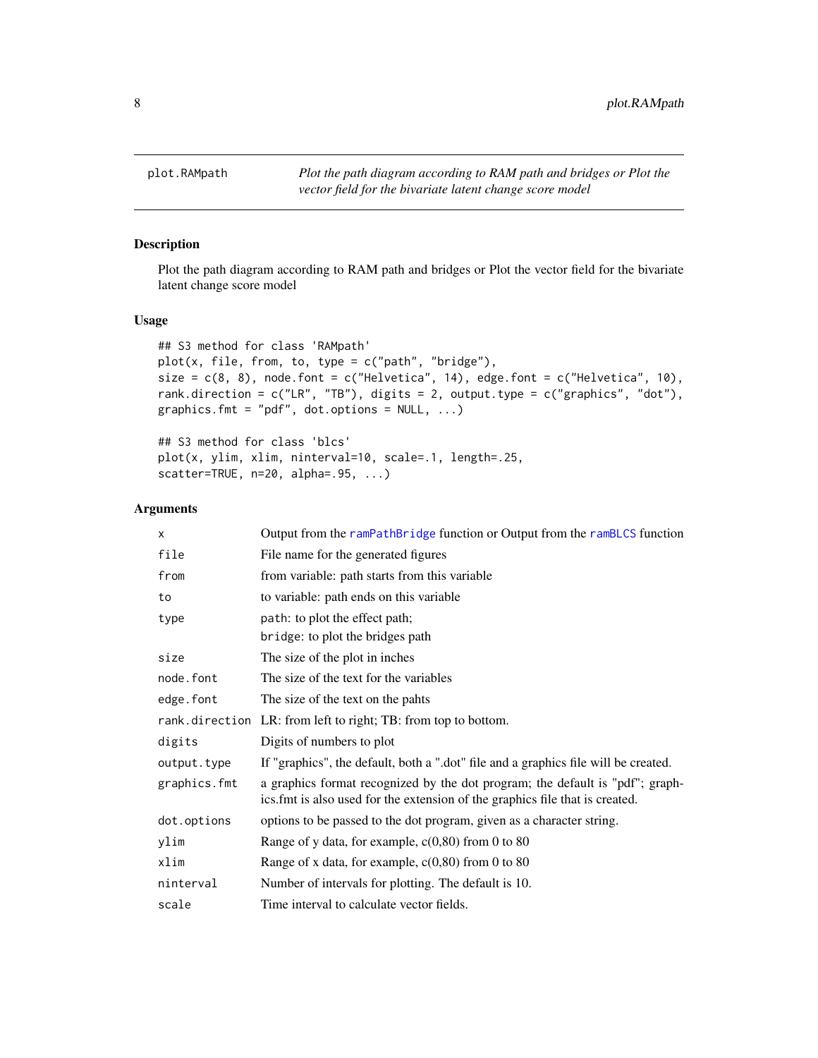plot.RAMpath — *Plot the path diagram according to RAM path and bridges or Plot the vector field for the bivariate latent change score model*

## Description

Plot the path diagram according to RAM path and bridges or Plot the vector field for the bivariate latent change score model

## Usage

```
## S3 method for class 'RAMpath'
plot(x, file, from, to, type = c("path", "bridge"),
size = c(8, 8), node.font = c("Helvetica", 14), edge.font = c("Helvetica", 10),
rank.direction = c("LR", "TB"), digits = 2, output.type = c("graphics", "dot"),
graphics.fmt = "pdf", dot.options = NULL, ...)

## S3 method for class 'blcs'
plot(x, ylim, xlim, ninterval=10, scale=.1, length=.25,
scatter=TRUE, n=20, alpha=.95, ...)
```

## Arguments

| | |
|---|---|
| `x` | Output from the `ramPathBridge` function or Output from the `ramBLCS` function |
| `file` | File name for the generated figures |
| `from` | from variable: path starts from this variable |
| `to` | to variable: path ends on this variable |
| `type` | `path`: to plot the effect path; `bridge`: to plot the bridges path |
| `size` | The size of the plot in inches |
| `node.font` | The size of the text for the variables |
| `edge.font` | The size of the text on the pahts |
| `rank.direction` | LR: from left to right; TB: from top to bottom. |
| `digits` | Digits of numbers to plot |
| `output.type` | If "graphics", the default, both a ".dot" file and a graphics file will be created. |
| `graphics.fmt` | a graphics format recognized by the dot program; the default is "pdf"; graphics.fmt is also used for the extension of the graphics file that is created. |
| `dot.options` | options to be passed to the dot program, given as a character string. |
| `ylim` | Range of y data, for example, c(0,80) from 0 to 80 |
| `xlim` | Range of x data, for example, c(0,80) from 0 to 80 |
| `ninterval` | Number of intervals for plotting. The default is 10. |
| `scale` | Time interval to calculate vector fields. |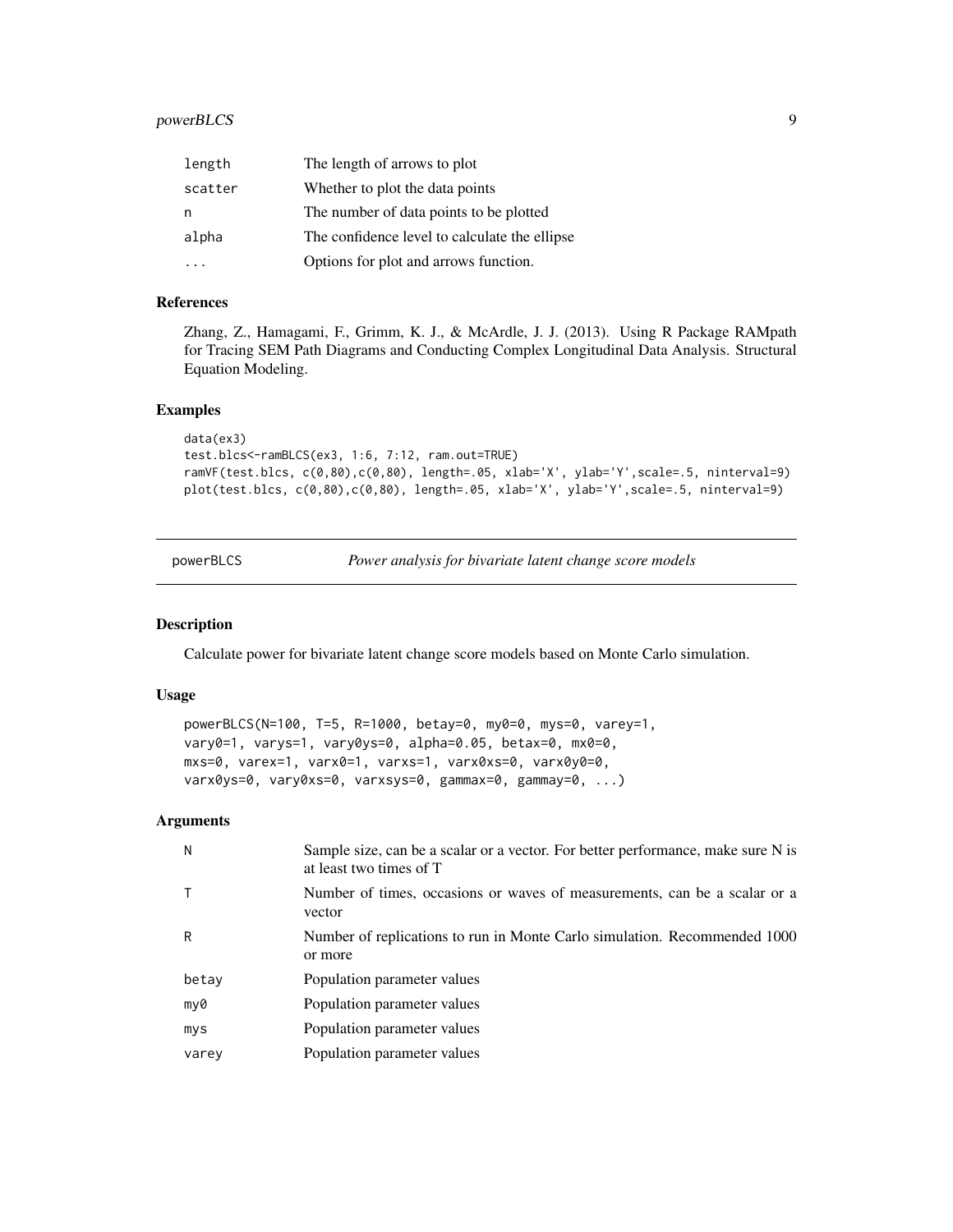| | |
|---|---|
| length | The length of arrows to plot |
| scatter | Whether to plot the data points |
| n | The number of data points to be plotted |
| alpha | The confidence level to calculate the ellipse |
| ... | Options for plot and arrows function. |

### References

Zhang, Z., Hamagami, F., Grimm, K. J., & McArdle, J. J. (2013). Using R Package RAMpath for Tracing SEM Path Diagrams and Conducting Complex Longitudinal Data Analysis. Structural Equation Modeling.

### Examples

```
data(ex3)
test.blcs<-ramBLCS(ex3, 1:6, 7:12, ram.out=TRUE)
ramVF(test.blcs, c(0,80),c(0,80), length=.05, xlab='X', ylab='Y',scale=.5, ninterval=9)
plot(test.blcs, c(0,80),c(0,80), length=.05, xlab='X', ylab='Y',scale=.5, ninterval=9)
```

## powerBLCS — *Power analysis for bivariate latent change score models*

### Description

Calculate power for bivariate latent change score models based on Monte Carlo simulation.

### Usage

```
powerBLCS(N=100, T=5, R=1000, betay=0, my0=0, mys=0, varey=1,
vary0=1, varys=1, vary0ys=0, alpha=0.05, betax=0, mx0=0,
mxs=0, varex=1, varx0=1, varxs=1, varx0xs=0, varx0y0=0,
varx0ys=0, vary0xs=0, varxsys=0, gammax=0, gammay=0, ...)
```

### Arguments

| | |
|---|---|
| N | Sample size, can be a scalar or a vector. For better performance, make sure N is at least two times of T |
| T | Number of times, occasions or waves of measurements, can be a scalar or a vector |
| R | Number of replications to run in Monte Carlo simulation. Recommended 1000 or more |
| betay | Population parameter values |
| my0 | Population parameter values |
| mys | Population parameter values |
| varey | Population parameter values |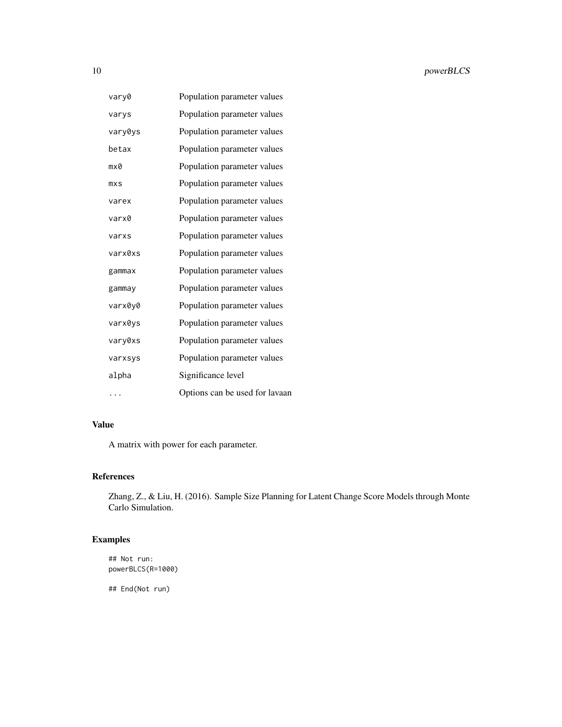| | |
|---|---|
| vary0 | Population parameter values |
| varys | Population parameter values |
| vary0ys | Population parameter values |
| betax | Population parameter values |
| mx0 | Population parameter values |
| mxs | Population parameter values |
| varex | Population parameter values |
| varx0 | Population parameter values |
| varxs | Population parameter values |
| varx0xs | Population parameter values |
| gammax | Population parameter values |
| gammay | Population parameter values |
| varx0y0 | Population parameter values |
| varx0ys | Population parameter values |
| vary0xs | Population parameter values |
| varxsys | Population parameter values |
| alpha | Significance level |
| ... | Options can be used for lavaan |

## Value

A matrix with power for each parameter.

## References

Zhang, Z., & Liu, H. (2016). Sample Size Planning for Latent Change Score Models through Monte Carlo Simulation.

## Examples

```
## Not run:
powerBLCS(R=1000)

## End(Not run)
```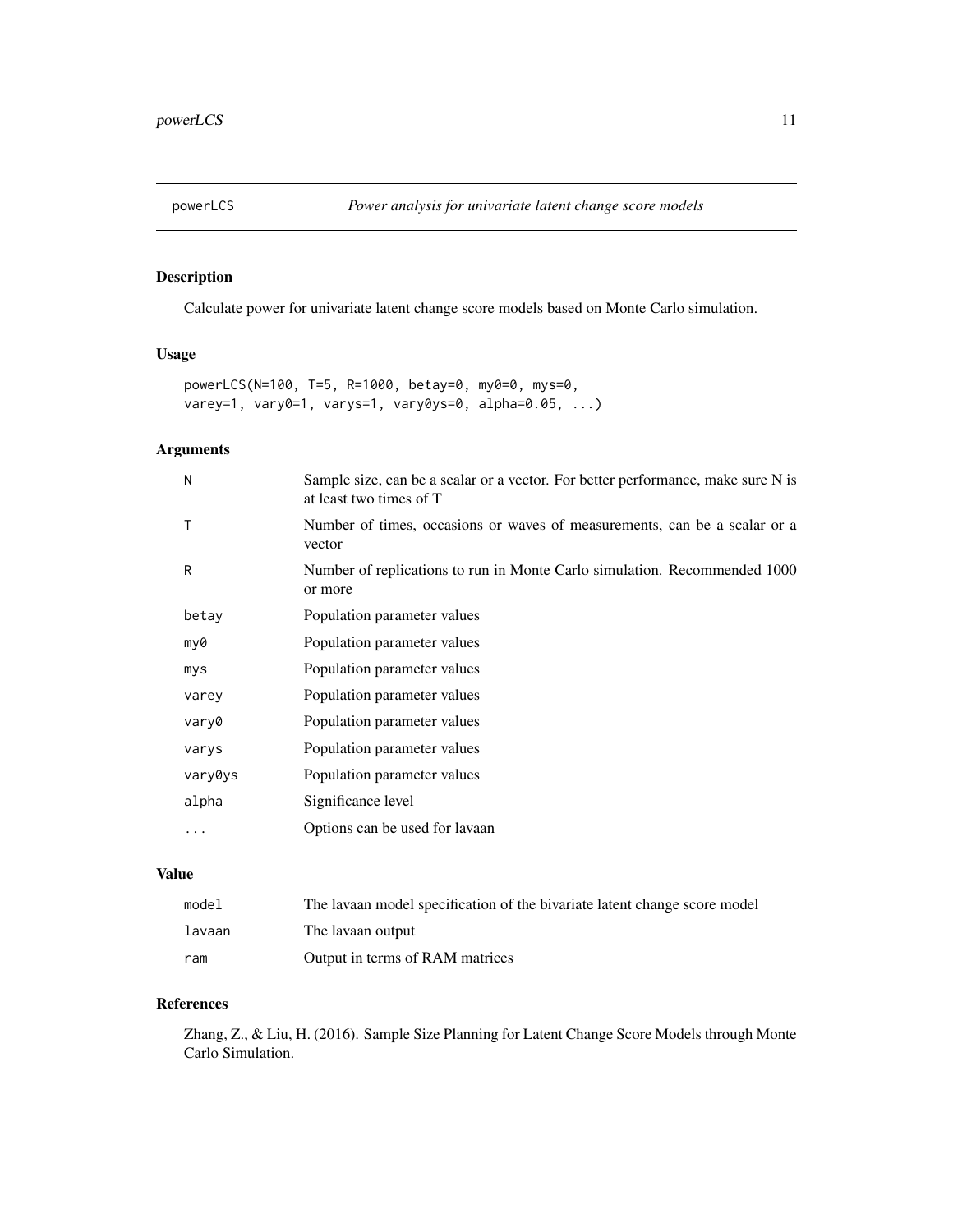# powerLCS — *Power analysis for univariate latent change score models*

## Description

Calculate power for univariate latent change score models based on Monte Carlo simulation.

## Usage

```
powerLCS(N=100, T=5, R=1000, betay=0, my0=0, mys=0,
varey=1, vary0=1, varys=1, vary0ys=0, alpha=0.05, ...)
```

## Arguments

| Argument | Description |
|---|---|
| N | Sample size, can be a scalar or a vector. For better performance, make sure N is at least two times of T |
| T | Number of times, occasions or waves of measurements, can be a scalar or a vector |
| R | Number of replications to run in Monte Carlo simulation. Recommended 1000 or more |
| betay | Population parameter values |
| my0 | Population parameter values |
| mys | Population parameter values |
| varey | Population parameter values |
| vary0 | Population parameter values |
| varys | Population parameter values |
| vary0ys | Population parameter values |
| alpha | Significance level |
| ... | Options can be used for lavaan |

## Value

| Name | Description |
|---|---|
| model | The lavaan model specification of the bivariate latent change score model |
| lavaan | The lavaan output |
| ram | Output in terms of RAM matrices |

## References

Zhang, Z., & Liu, H. (2016). Sample Size Planning for Latent Change Score Models through Monte Carlo Simulation.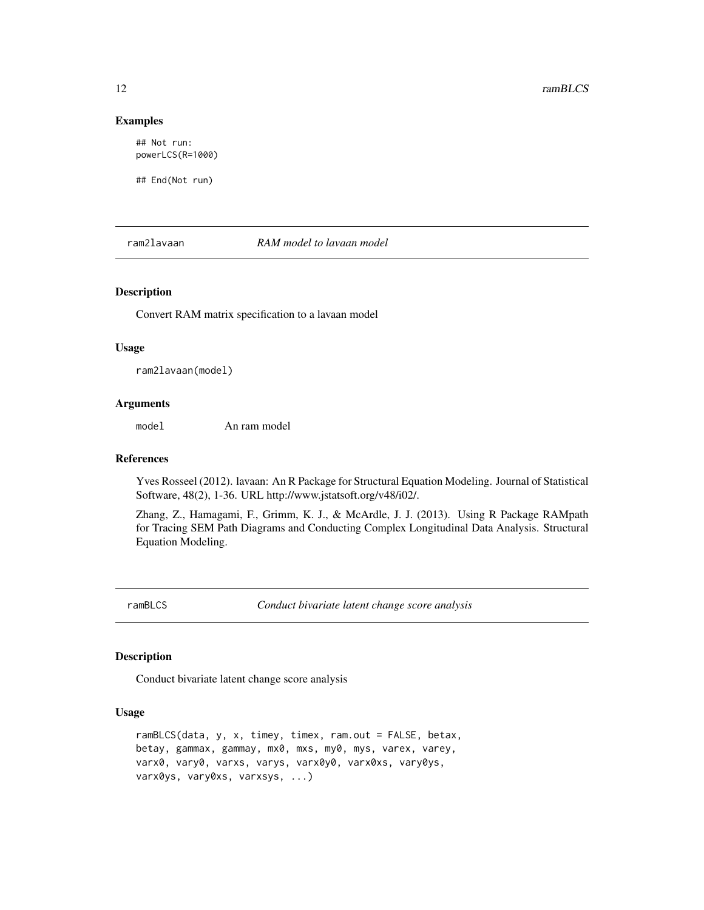### Examples

```
## Not run:
powerLCS(R=1000)

## End(Not run)
```

## ram2lavaan — *RAM model to lavaan model*

### Description

Convert RAM matrix specification to a lavaan model

### Usage

```
ram2lavaan(model)
```

### Arguments

| | |
|---|---|
| model | An ram model |

### References

Yves Rosseel (2012). lavaan: An R Package for Structural Equation Modeling. Journal of Statistical Software, 48(2), 1-36. URL http://www.jstatsoft.org/v48/i02/.

Zhang, Z., Hamagami, F., Grimm, K. J., & McArdle, J. J. (2013). Using R Package RAMpath for Tracing SEM Path Diagrams and Conducting Complex Longitudinal Data Analysis. Structural Equation Modeling.

## ramBLCS — *Conduct bivariate latent change score analysis*

### Description

Conduct bivariate latent change score analysis

### Usage

```
ramBLCS(data, y, x, timey, timex, ram.out = FALSE, betax,
betay, gammax, gammay, mx0, mxs, my0, mys, varex, varey,
varx0, vary0, varxs, varys, varx0y0, varx0xs, vary0ys,
varx0ys, vary0xs, varxsys, ...)
```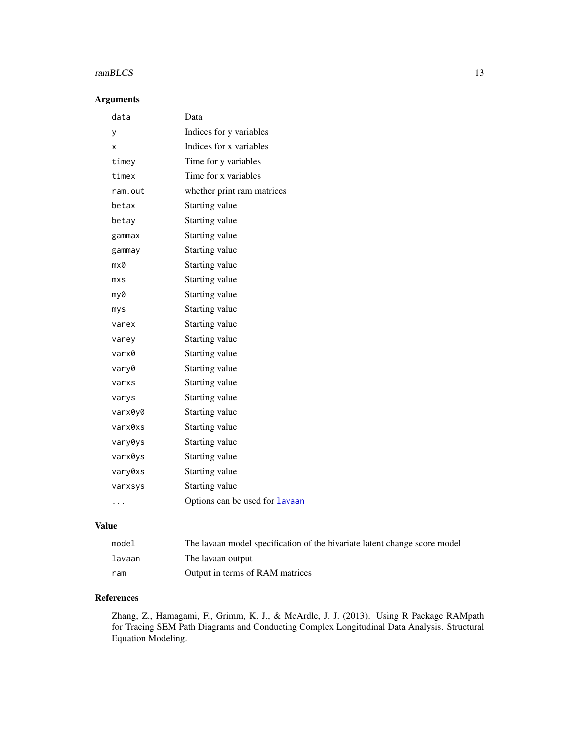### Arguments

| | |
|---|---|
| `data` | Data |
| `y` | Indices for y variables |
| `x` | Indices for x variables |
| `timey` | Time for y variables |
| `timex` | Time for x variables |
| `ram.out` | whether print ram matrices |
| `betax` | Starting value |
| `betay` | Starting value |
| `gammax` | Starting value |
| `gammay` | Starting value |
| `mx0` | Starting value |
| `mxs` | Starting value |
| `my0` | Starting value |
| `mys` | Starting value |
| `varex` | Starting value |
| `varey` | Starting value |
| `varx0` | Starting value |
| `vary0` | Starting value |
| `varxs` | Starting value |
| `varys` | Starting value |
| `varx0y0` | Starting value |
| `varx0xs` | Starting value |
| `vary0ys` | Starting value |
| `varx0ys` | Starting value |
| `vary0xs` | Starting value |
| `varxsys` | Starting value |
| `...` | Options can be used for lavaan |

### Value

| | |
|---|---|
| `model` | The lavaan model specification of the bivariate latent change score model |
| `lavaan` | The lavaan output |
| `ram` | Output in terms of RAM matrices |

### References

Zhang, Z., Hamagami, F., Grimm, K. J., & McArdle, J. J. (2013). Using R Package RAMpath for Tracing SEM Path Diagrams and Conducting Complex Longitudinal Data Analysis. Structural Equation Modeling.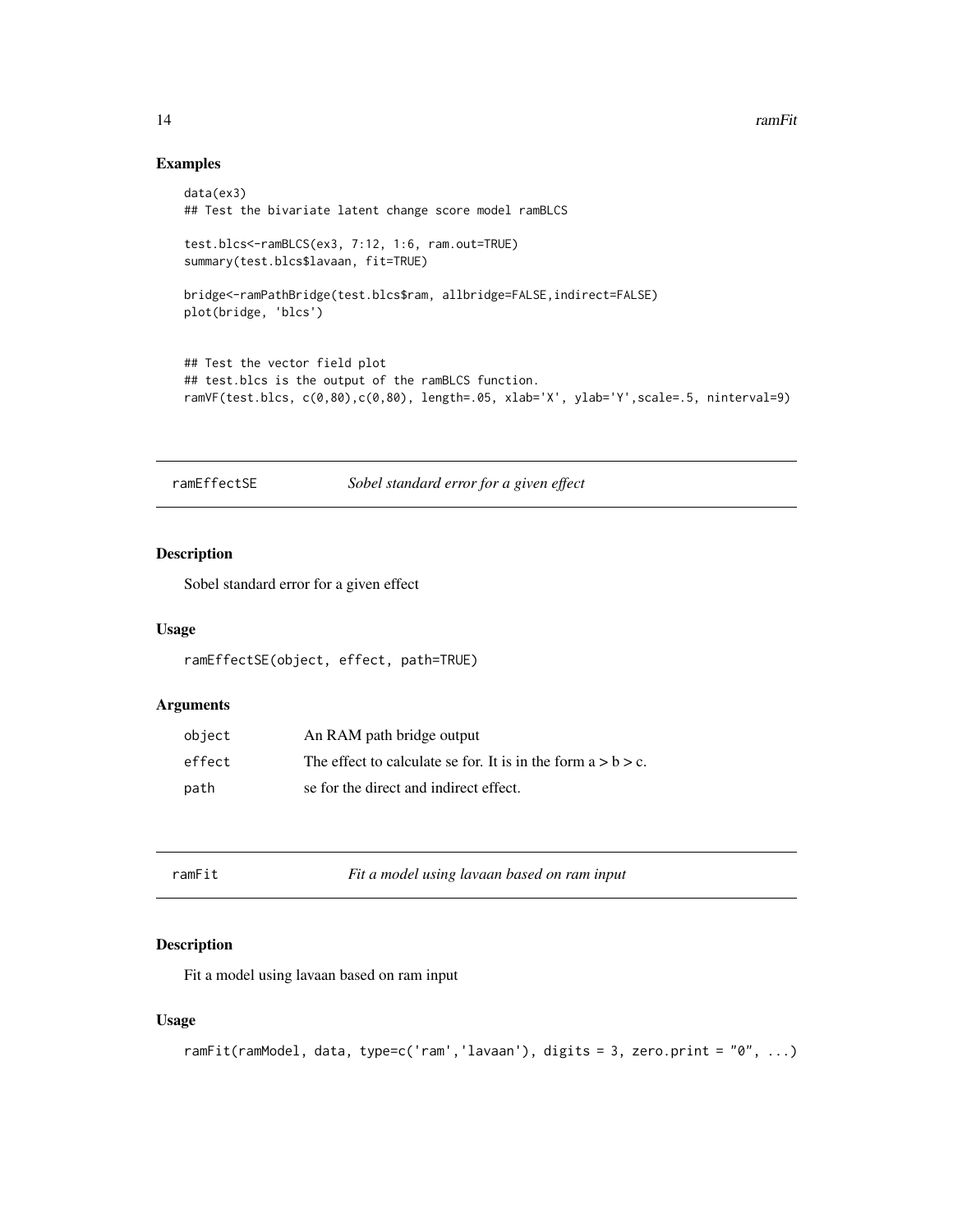## Examples

```
data(ex3)
## Test the bivariate latent change score model ramBLCS

test.blcs<-ramBLCS(ex3, 7:12, 1:6, ram.out=TRUE)
summary(test.blcs$lavaan, fit=TRUE)

bridge<-ramPathBridge(test.blcs$ram, allbridge=FALSE,indirect=FALSE)
plot(bridge, 'blcs')


## Test the vector field plot
## test.blcs is the output of the ramBLCS function.
ramVF(test.blcs, c(0,80),c(0,80), length=.05, xlab='X', ylab='Y',scale=.5, ninterval=9)
```

---

# ramEffectSE *Sobel standard error for a given effect*

## Description

Sobel standard error for a given effect

## Usage

```
ramEffectSE(object, effect, path=TRUE)
```

## Arguments

| | |
|---|---|
| object | An RAM path bridge output |
| effect | The effect to calculate se for. It is in the form a > b > c. |
| path | se for the direct and indirect effect. |

---

# ramFit *Fit a model using lavaan based on ram input*

## Description

Fit a model using lavaan based on ram input

## Usage

```
ramFit(ramModel, data, type=c('ram','lavaan'), digits = 3, zero.print = "0", ...)
```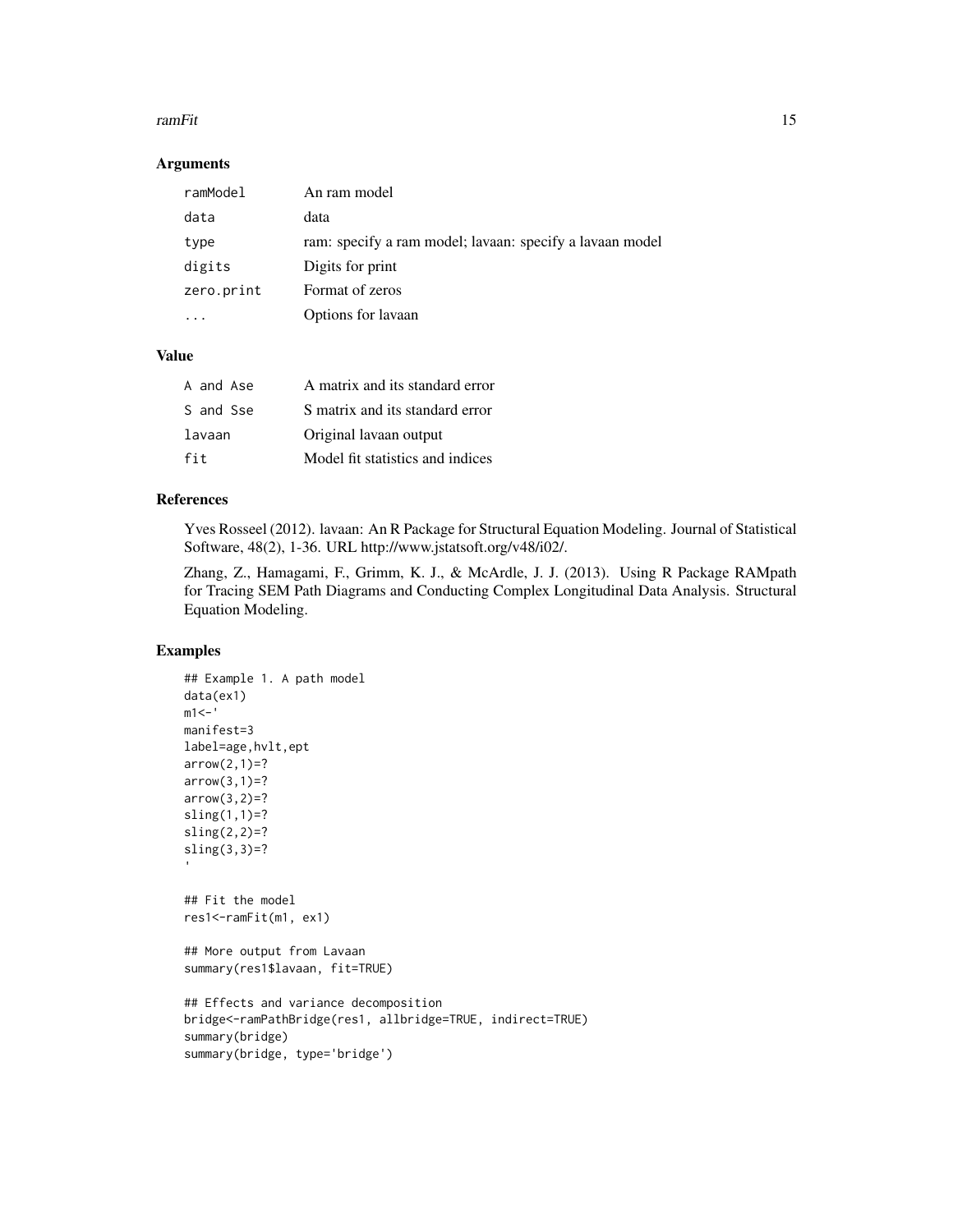### Arguments

| | |
|---|---|
| `ramModel` | An ram model |
| `data` | data |
| `type` | ram: specify a ram model; lavaan: specify a lavaan model |
| `digits` | Digits for print |
| `zero.print` | Format of zeros |
| `...` | Options for lavaan |

### Value

| | |
|---|---|
| `A and Ase` | A matrix and its standard error |
| `S and Sse` | S matrix and its standard error |
| `lavaan` | Original lavaan output |
| `fit` | Model fit statistics and indices |

### References

Yves Rosseel (2012). lavaan: An R Package for Structural Equation Modeling. Journal of Statistical Software, 48(2), 1-36. URL http://www.jstatsoft.org/v48/i02/.

Zhang, Z., Hamagami, F., Grimm, K. J., & McArdle, J. J. (2013). Using R Package RAMpath for Tracing SEM Path Diagrams and Conducting Complex Longitudinal Data Analysis. Structural Equation Modeling.

### Examples

```
## Example 1. A path model
data(ex1)
m1<-'
manifest=3
label=age,hvlt,ept
arrow(2,1)=?
arrow(3,1)=?
arrow(3,2)=?
sling(1,1)=?
sling(2,2)=?
sling(3,3)=?
'

## Fit the model
res1<-ramFit(m1, ex1)

## More output from Lavaan
summary(res1$lavaan, fit=TRUE)

## Effects and variance decomposition
bridge<-ramPathBridge(res1, allbridge=TRUE, indirect=TRUE)
summary(bridge)
summary(bridge, type='bridge')
```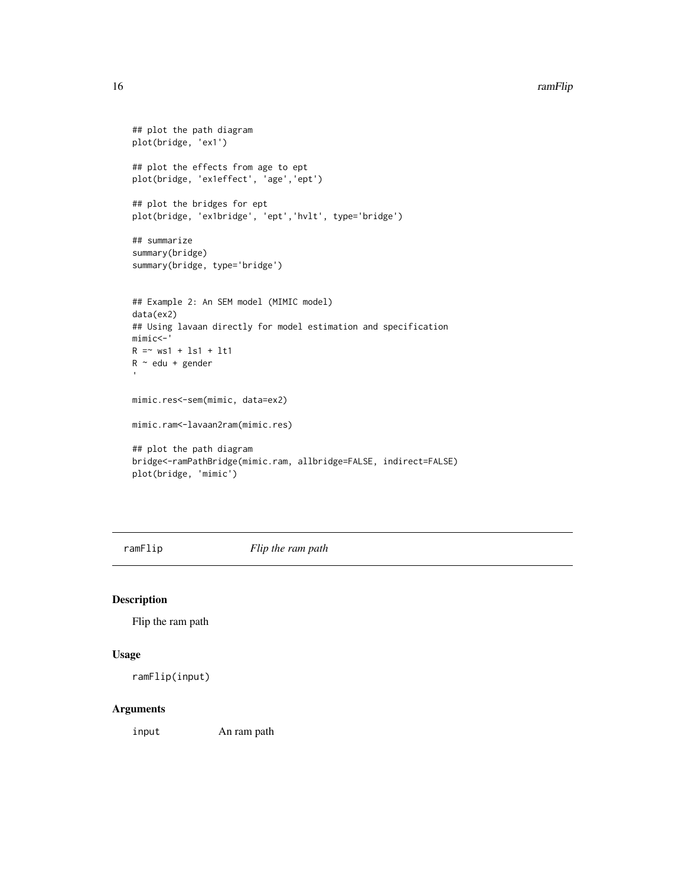```
## plot the path diagram
plot(bridge, 'ex1')

## plot the effects from age to ept
plot(bridge, 'ex1effect', 'age','ept')

## plot the bridges for ept
plot(bridge, 'ex1bridge', 'ept','hvlt', type='bridge')

## summarize
summary(bridge)
summary(bridge, type='bridge')


## Example 2: An SEM model (MIMIC model)
data(ex2)
## Using lavaan directly for model estimation and specification
mimic<-'
R =~ ws1 + ls1 + lt1
R ~ edu + gender
'

mimic.res<-sem(mimic, data=ex2)

mimic.ram<-lavaan2ram(mimic.res)

## plot the path diagram
bridge<-ramPathBridge(mimic.ram, allbridge=FALSE, indirect=FALSE)
plot(bridge, 'mimic')
```

---

## ramFlip — *Flip the ram path*

### Description

Flip the ram path

### Usage

```
ramFlip(input)
```

### Arguments

| | |
|---|---|
| input | An ram path |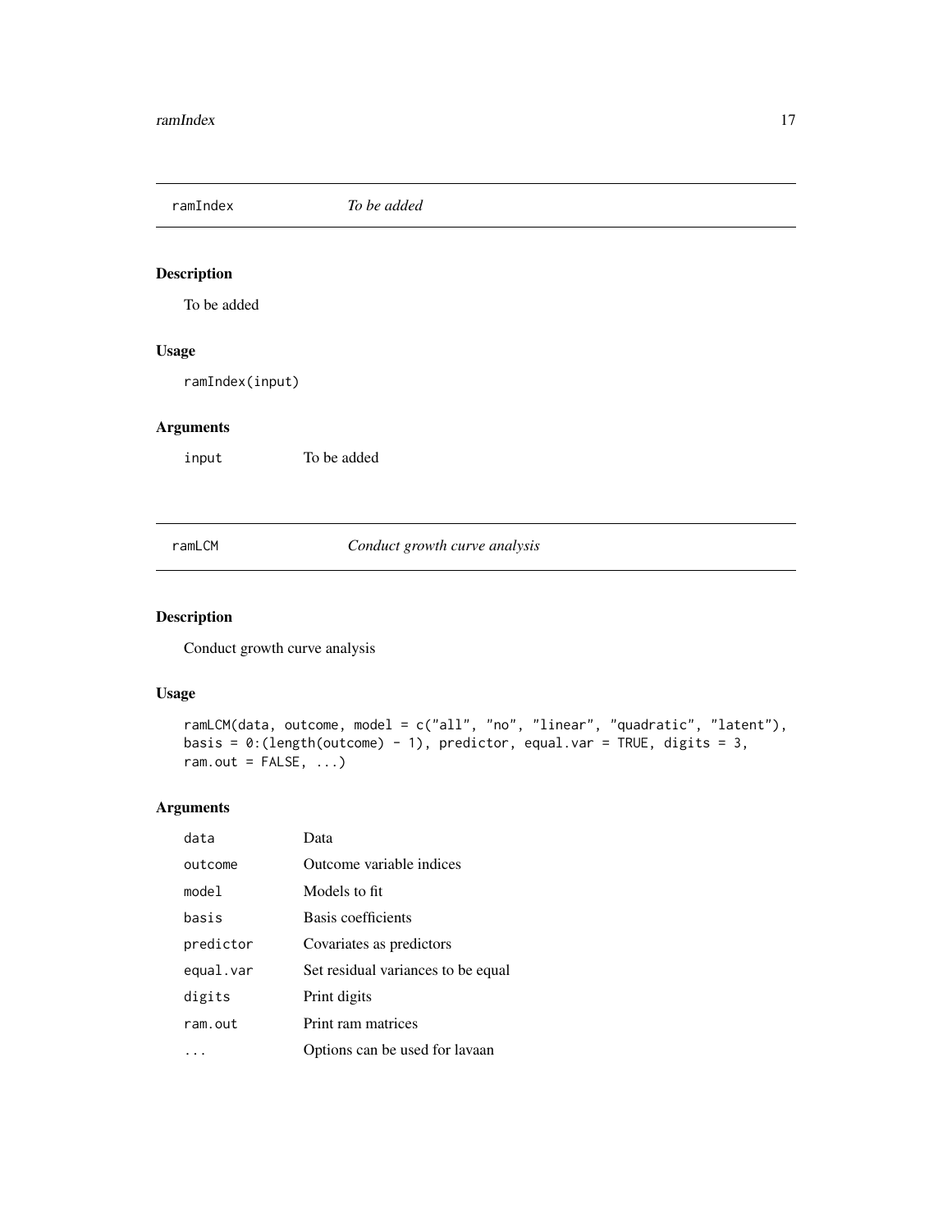## ramIndex *To be added*

### Description

To be added

### Usage

```
ramIndex(input)
```

### Arguments

| | |
|---|---|
| input | To be added |

## ramLCM *Conduct growth curve analysis*

### Description

Conduct growth curve analysis

### Usage

```
ramLCM(data, outcome, model = c("all", "no", "linear", "quadratic", "latent"),
basis = 0:(length(outcome) - 1), predictor, equal.var = TRUE, digits = 3,
ram.out = FALSE, ...)
```

### Arguments

| | |
|---|---|
| data | Data |
| outcome | Outcome variable indices |
| model | Models to fit |
| basis | Basis coefficients |
| predictor | Covariates as predictors |
| equal.var | Set residual variances to be equal |
| digits | Print digits |
| ram.out | Print ram matrices |
| ... | Options can be used for lavaan |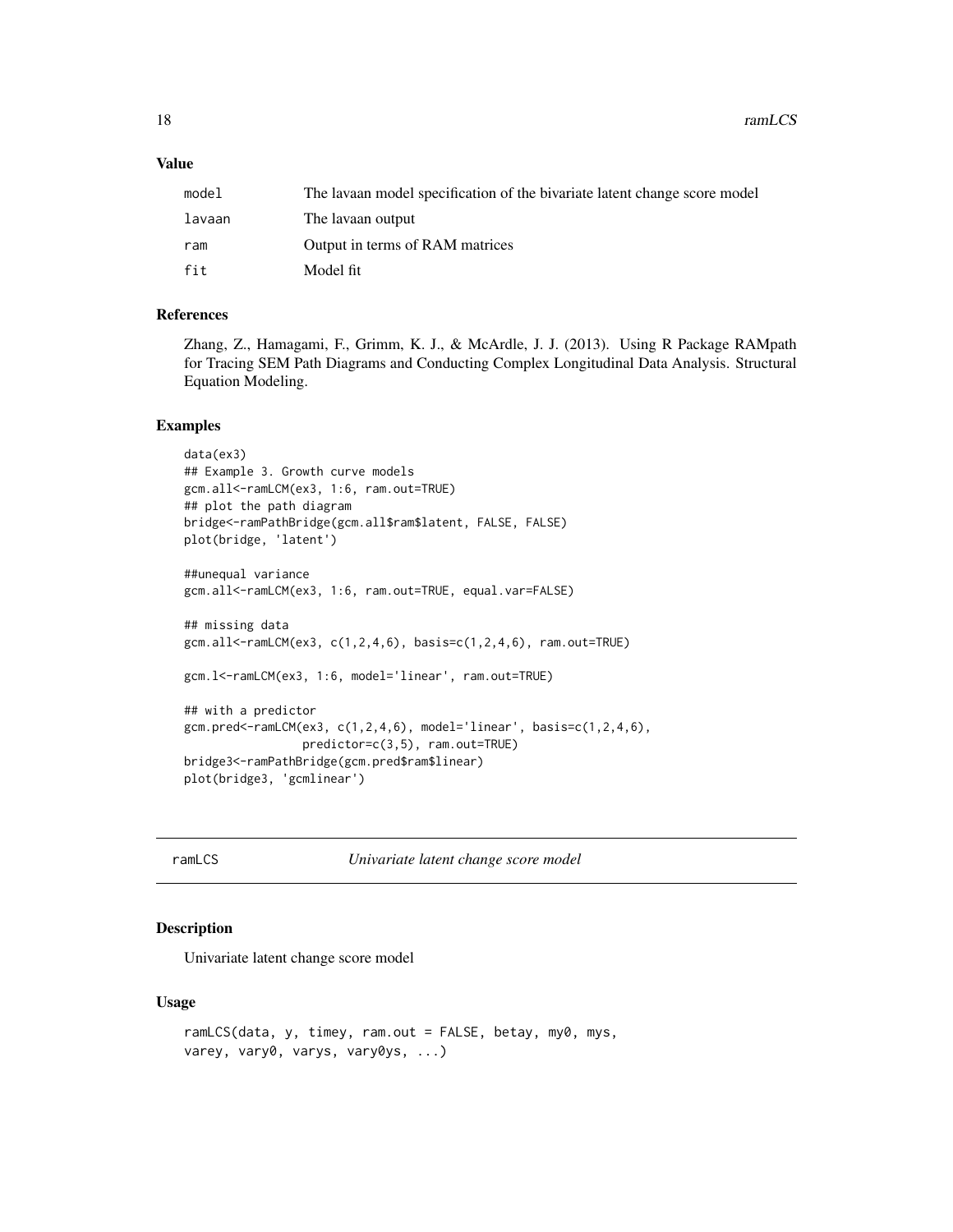### Value

| | |
|---|---|
| `model` | The lavaan model specification of the bivariate latent change score model |
| `lavaan` | The lavaan output |
| `ram` | Output in terms of RAM matrices |
| `fit` | Model fit |

### References

Zhang, Z., Hamagami, F., Grimm, K. J., & McArdle, J. J. (2013). Using R Package RAMpath for Tracing SEM Path Diagrams and Conducting Complex Longitudinal Data Analysis. Structural Equation Modeling.

### Examples

```
data(ex3)
## Example 3. Growth curve models
gcm.all<-ramLCM(ex3, 1:6, ram.out=TRUE)
## plot the path diagram
bridge<-ramPathBridge(gcm.all$ram$latent, FALSE, FALSE)
plot(bridge, 'latent')

##unequal variance
gcm.all<-ramLCM(ex3, 1:6, ram.out=TRUE, equal.var=FALSE)

## missing data
gcm.all<-ramLCM(ex3, c(1,2,4,6), basis=c(1,2,4,6), ram.out=TRUE)

gcm.l<-ramLCM(ex3, 1:6, model='linear', ram.out=TRUE)

## with a predictor
gcm.pred<-ramLCM(ex3, c(1,2,4,6), model='linear', basis=c(1,2,4,6),
                predictor=c(3,5), ram.out=TRUE)
bridge3<-ramPathBridge(gcm.pred$ram$linear)
plot(bridge3, 'gcmlinear')
```

---

## ramLCS *Univariate latent change score model*

### Description

Univariate latent change score model

### Usage

```
ramLCS(data, y, timey, ram.out = FALSE, betay, my0, mys,
varey, vary0, varys, vary0ys, ...)
```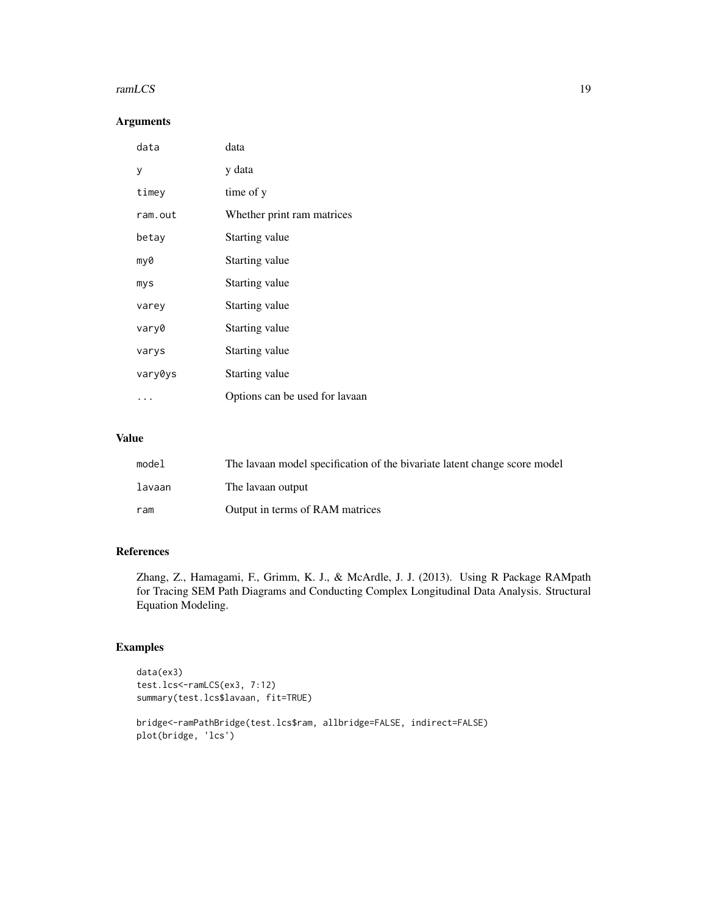## Arguments

| | |
|---|---|
| `data` | data |
| `y` | y data |
| `timey` | time of y |
| `ram.out` | Whether print ram matrices |
| `betay` | Starting value |
| `my0` | Starting value |
| `mys` | Starting value |
| `varey` | Starting value |
| `vary0` | Starting value |
| `varys` | Starting value |
| `vary0ys` | Starting value |
| `...` | Options can be used for lavaan |

## Value

| | |
|---|---|
| `model` | The lavaan model specification of the bivariate latent change score model |
| `lavaan` | The lavaan output |
| `ram` | Output in terms of RAM matrices |

## References

Zhang, Z., Hamagami, F., Grimm, K. J., & McArdle, J. J. (2013). Using R Package RAMpath for Tracing SEM Path Diagrams and Conducting Complex Longitudinal Data Analysis. Structural Equation Modeling.

## Examples

```
data(ex3)
test.lcs<-ramLCS(ex3, 7:12)
summary(test.lcs$lavaan, fit=TRUE)

bridge<-ramPathBridge(test.lcs$ram, allbridge=FALSE, indirect=FALSE)
plot(bridge, 'lcs')
```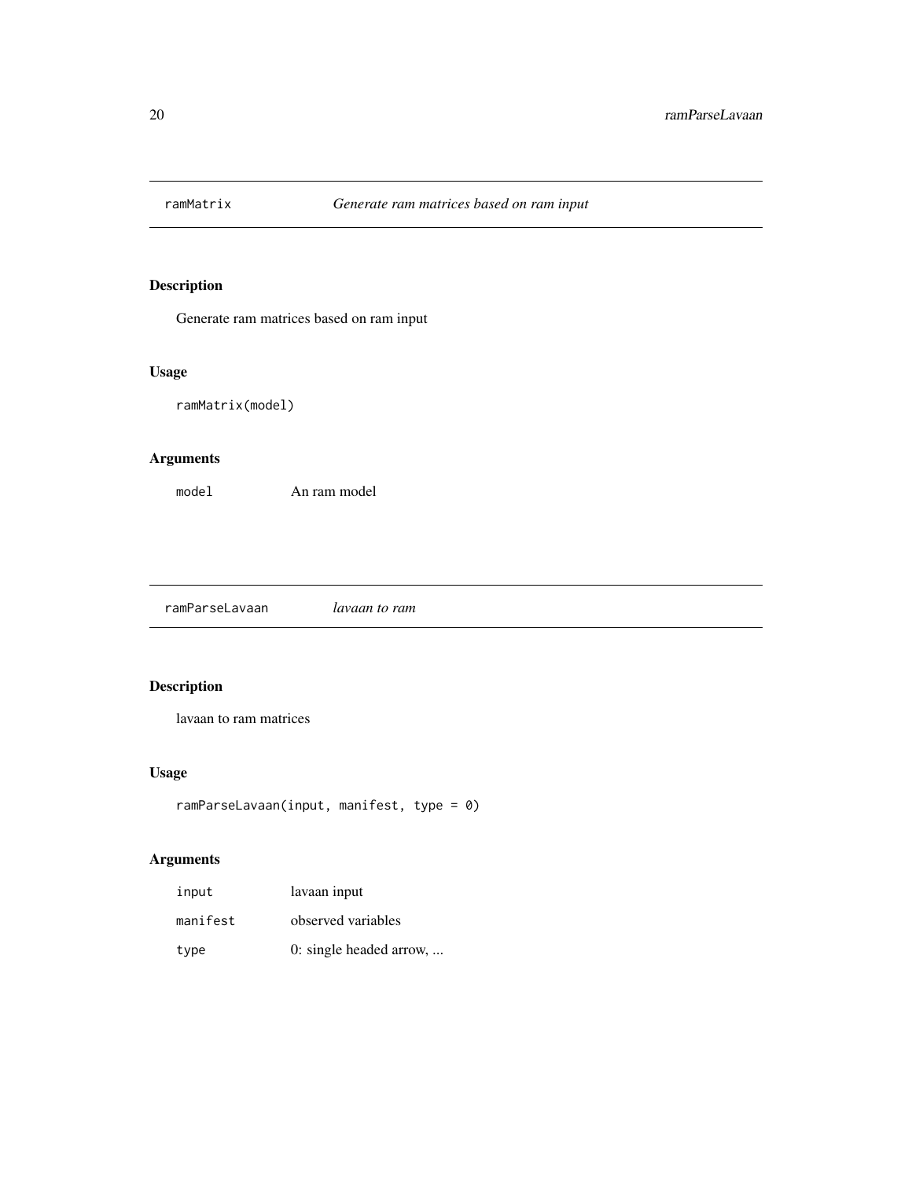## ramMatrix *Generate ram matrices based on ram input*

### Description

Generate ram matrices based on ram input

### Usage

```
ramMatrix(model)
```

### Arguments

| | |
|---|---|
| `model` | An ram model |

## ramParseLavaan *lavaan to ram*

### Description

lavaan to ram matrices

### Usage

```
ramParseLavaan(input, manifest, type = 0)
```

### Arguments

| | |
|---|---|
| `input` | lavaan input |
| `manifest` | observed variables |
| `type` | 0: single headed arrow, ... |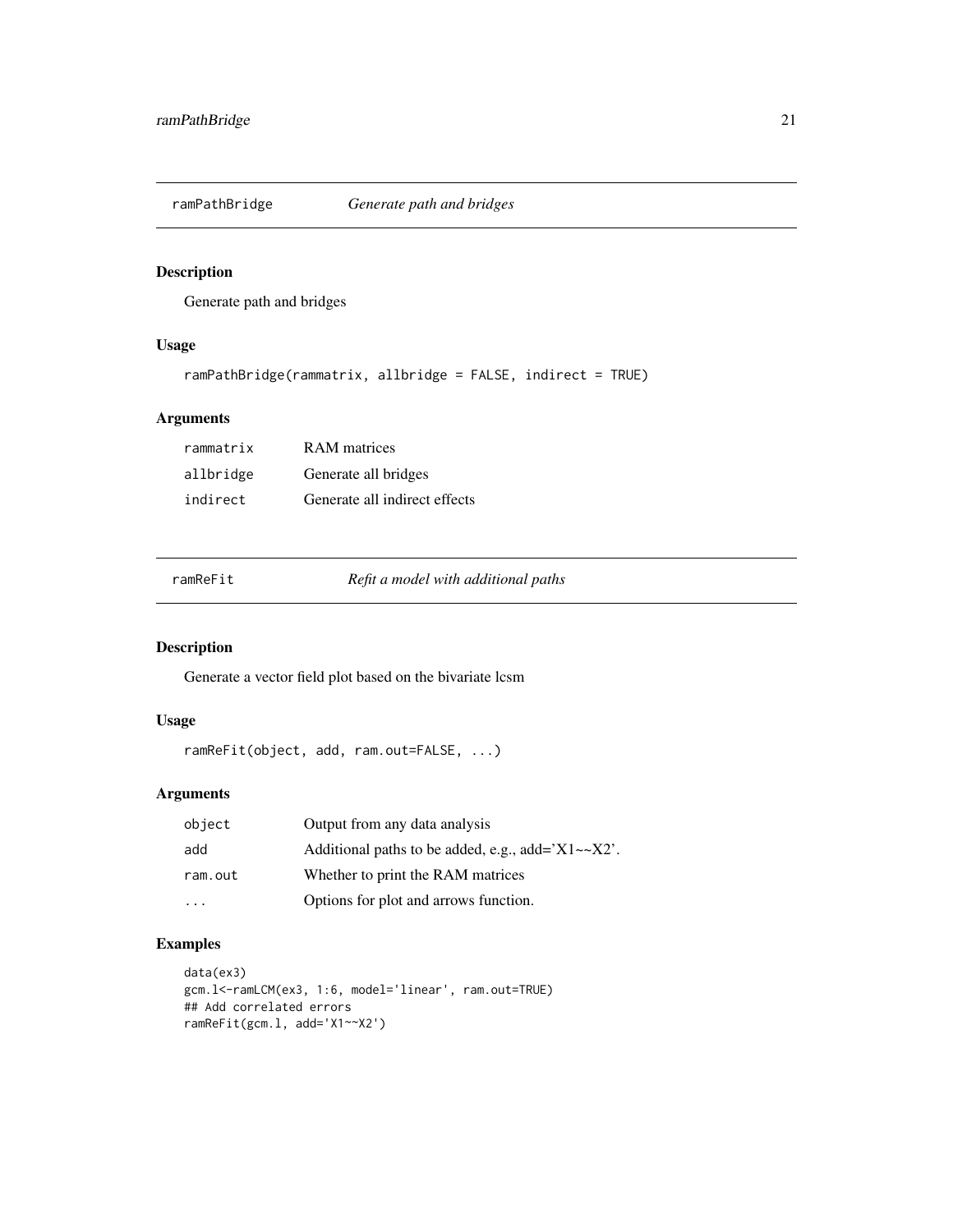## ramPathBridge *Generate path and bridges*

### Description

Generate path and bridges

### Usage

```
ramPathBridge(rammatrix, allbridge = FALSE, indirect = TRUE)
```

### Arguments

| | |
|---|---|
| rammatrix | RAM matrices |
| allbridge | Generate all bridges |
| indirect | Generate all indirect effects |

## ramReFit *Refit a model with additional paths*

### Description

Generate a vector field plot based on the bivariate lcsm

### Usage

```
ramReFit(object, add, ram.out=FALSE, ...)
```

### Arguments

| | |
|---|---|
| object | Output from any data analysis |
| add | Additional paths to be added, e.g., add='X1~~X2'. |
| ram.out | Whether to print the RAM matrices |
| ... | Options for plot and arrows function. |

### Examples

```
data(ex3)
gcm.l<-ramLCM(ex3, 1:6, model='linear', ram.out=TRUE)
## Add correlated errors
ramReFit(gcm.l, add='X1~~X2')
```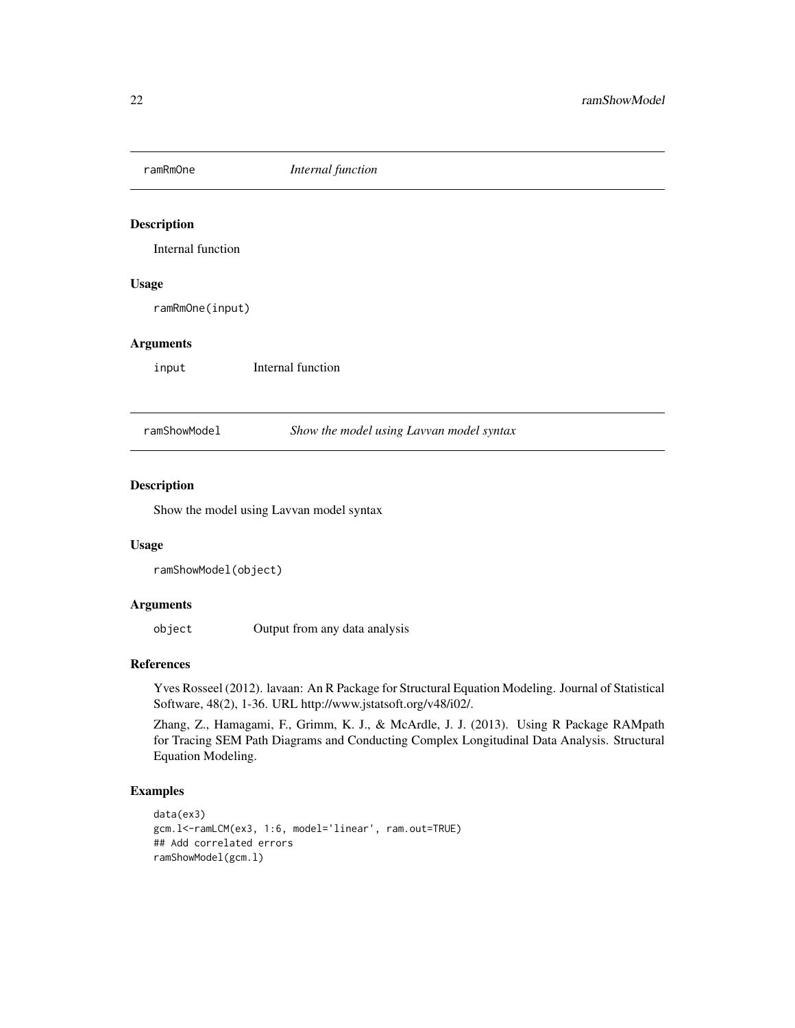## ramRmOne *Internal function*

### Description

Internal function

### Usage

```
ramRmOne(input)
```

### Arguments

| | |
|---|---|
| `input` | Internal function |

## ramShowModel *Show the model using Lavvan model syntax*

### Description

Show the model using Lavvan model syntax

### Usage

```
ramShowModel(object)
```

### Arguments

| | |
|---|---|
| `object` | Output from any data analysis |

### References

Yves Rosseel (2012). lavaan: An R Package for Structural Equation Modeling. Journal of Statistical Software, 48(2), 1-36. URL http://www.jstatsoft.org/v48/i02/.

Zhang, Z., Hamagami, F., Grimm, K. J., & McArdle, J. J. (2013). Using R Package RAMpath for Tracing SEM Path Diagrams and Conducting Complex Longitudinal Data Analysis. Structural Equation Modeling.

### Examples

```
data(ex3)
gcm.l<-ramLCM(ex3, 1:6, model='linear', ram.out=TRUE)
## Add correlated errors
ramShowModel(gcm.l)
```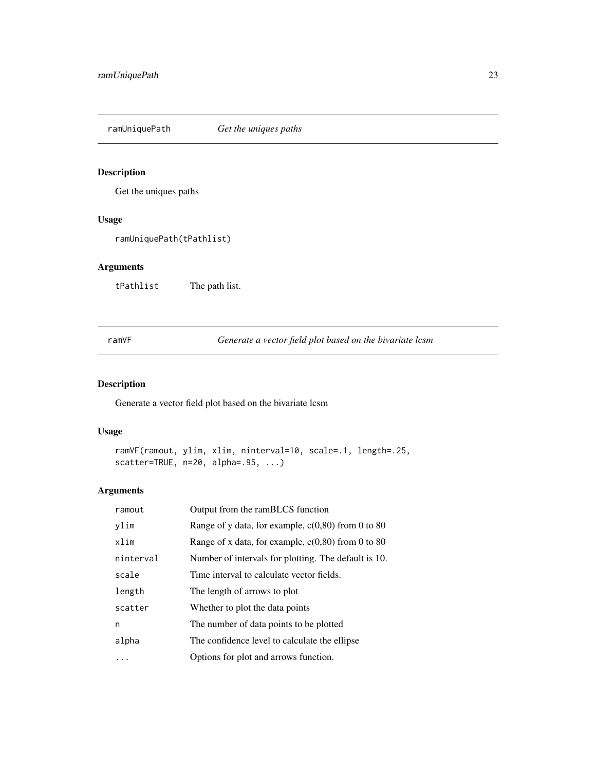## ramUniquePath — *Get the uniques paths*

### Description

Get the uniques paths

### Usage

```
ramUniquePath(tPathlist)
```

### Arguments

| | |
|---|---|
| tPathlist | The path list. |

## ramVF — *Generate a vector field plot based on the bivariate lcsm*

### Description

Generate a vector field plot based on the bivariate lcsm

### Usage

```
ramVF(ramout, ylim, xlim, ninterval=10, scale=.1, length=.25,
scatter=TRUE, n=20, alpha=.95, ...)
```

### Arguments

| | |
|---|---|
| ramout | Output from the ramBLCS function |
| ylim | Range of y data, for example, c(0,80) from 0 to 80 |
| xlim | Range of x data, for example, c(0,80) from 0 to 80 |
| ninterval | Number of intervals for plotting. The default is 10. |
| scale | Time interval to calculate vector fields. |
| length | The length of arrows to plot |
| scatter | Whether to plot the data points |
| n | The number of data points to be plotted |
| alpha | The confidence level to calculate the ellipse |
| ... | Options for plot and arrows function. |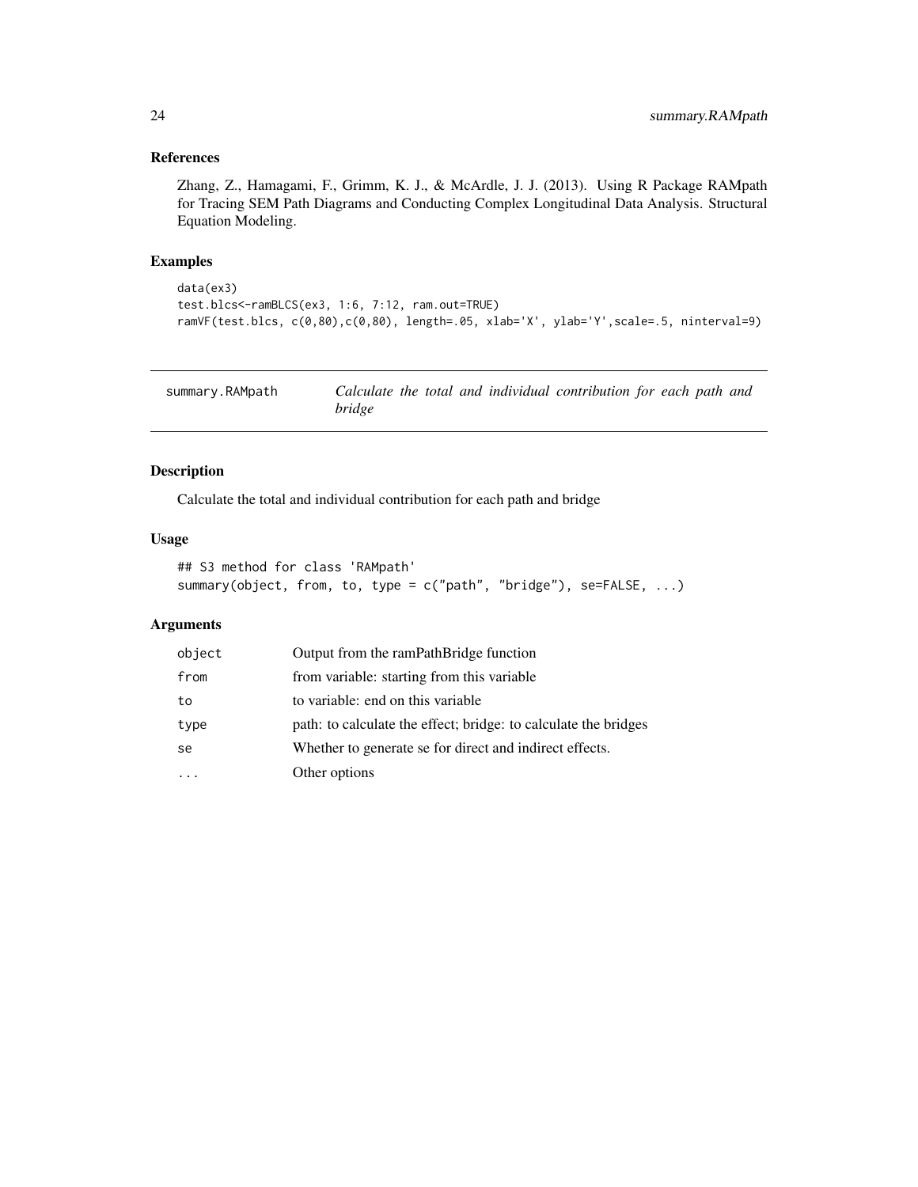## References

Zhang, Z., Hamagami, F., Grimm, K. J., & McArdle, J. J. (2013). Using R Package RAMpath for Tracing SEM Path Diagrams and Conducting Complex Longitudinal Data Analysis. Structural Equation Modeling.

## Examples

```
data(ex3)
test.blcs<-ramBLCS(ex3, 1:6, 7:12, ram.out=TRUE)
ramVF(test.blcs, c(0,80),c(0,80), length=.05, xlab='X', ylab='Y',scale=.5, ninterval=9)
```

---

# summary.RAMpath — *Calculate the total and individual contribution for each path and bridge*

## Description

Calculate the total and individual contribution for each path and bridge

## Usage

```
## S3 method for class 'RAMpath'
summary(object, from, to, type = c("path", "bridge"), se=FALSE, ...)
```

## Arguments

| | |
|---|---|
| `object` | Output from the ramPathBridge function |
| `from` | from variable: starting from this variable |
| `to` | to variable: end on this variable |
| `type` | path: to calculate the effect; bridge: to calculate the bridges |
| `se` | Whether to generate se for direct and indirect effects. |
| `...` | Other options |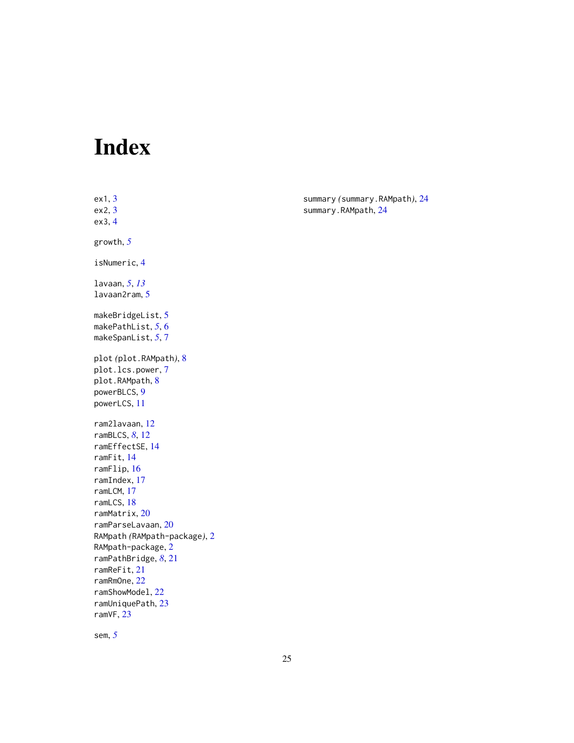# Index

ex1, 3
ex2, 3
ex3, 4

growth, *5*

isNumeric, 4

lavaan, *5*, *13*
lavaan2ram, 5

makeBridgeList, 5
makePathList, *5*, 6
makeSpanList, *5*, 7

plot (plot.RAMpath), 8
plot.lcs.power, 7
plot.RAMpath, 8
powerBLCS, 9
powerLCS, 11

ram2lavaan, 12
ramBLCS, *8*, 12
ramEffectSE, 14
ramFit, 14
ramFlip, 16
ramIndex, 17
ramLCM, 17
ramLCS, 18
ramMatrix, 20
ramParseLavaan, 20
RAMpath (RAMpath-package), 2
RAMpath-package, 2
ramPathBridge, *8*, 21
ramReFit, 21
ramRmOne, 22
ramShowModel, 22
ramUniquePath, 23
ramVF, 23

sem, *5*

summary (summary.RAMpath), 24
summary.RAMpath, 24